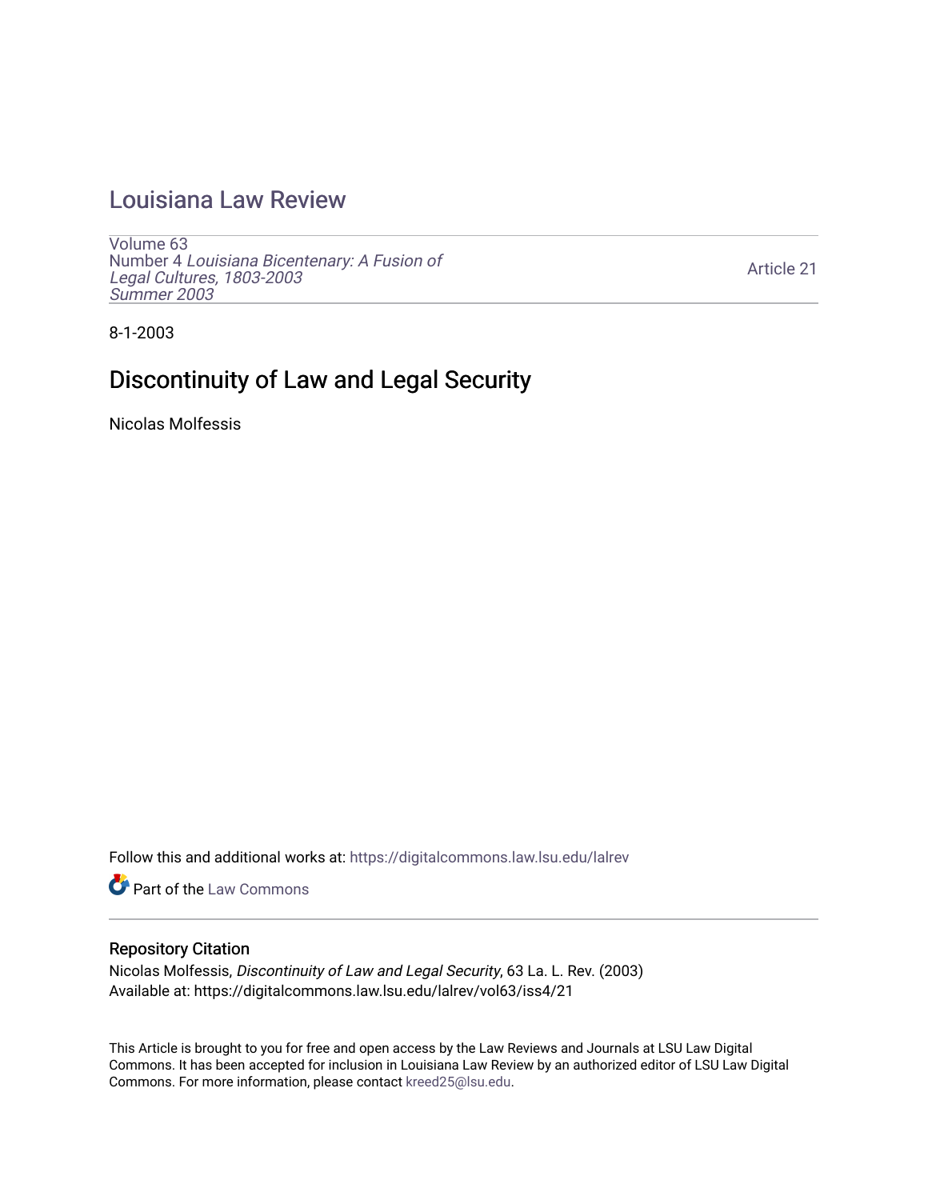# Louisiana Law Review

Volume 63
Number 4 *Louisiana Bicentenary: A Fusion of Legal Cultures, 1803-2003*
*Summer 2003*

Article 21

8-1-2003

## Discontinuity of Law and Legal Security

Nicolas Molfessis

Follow this and additional works at: https://digitalcommons.law.lsu.edu/lalrev

Part of the Law Commons

### Repository Citation

Nicolas Molfessis, *Discontinuity of Law and Legal Security*, 63 La. L. Rev. (2003)
Available at: https://digitalcommons.law.lsu.edu/lalrev/vol63/iss4/21

This Article is brought to you for free and open access by the Law Reviews and Journals at LSU Law Digital Commons. It has been accepted for inclusion in Louisiana Law Review by an authorized editor of LSU Law Digital Commons. For more information, please contact kreed25@lsu.edu.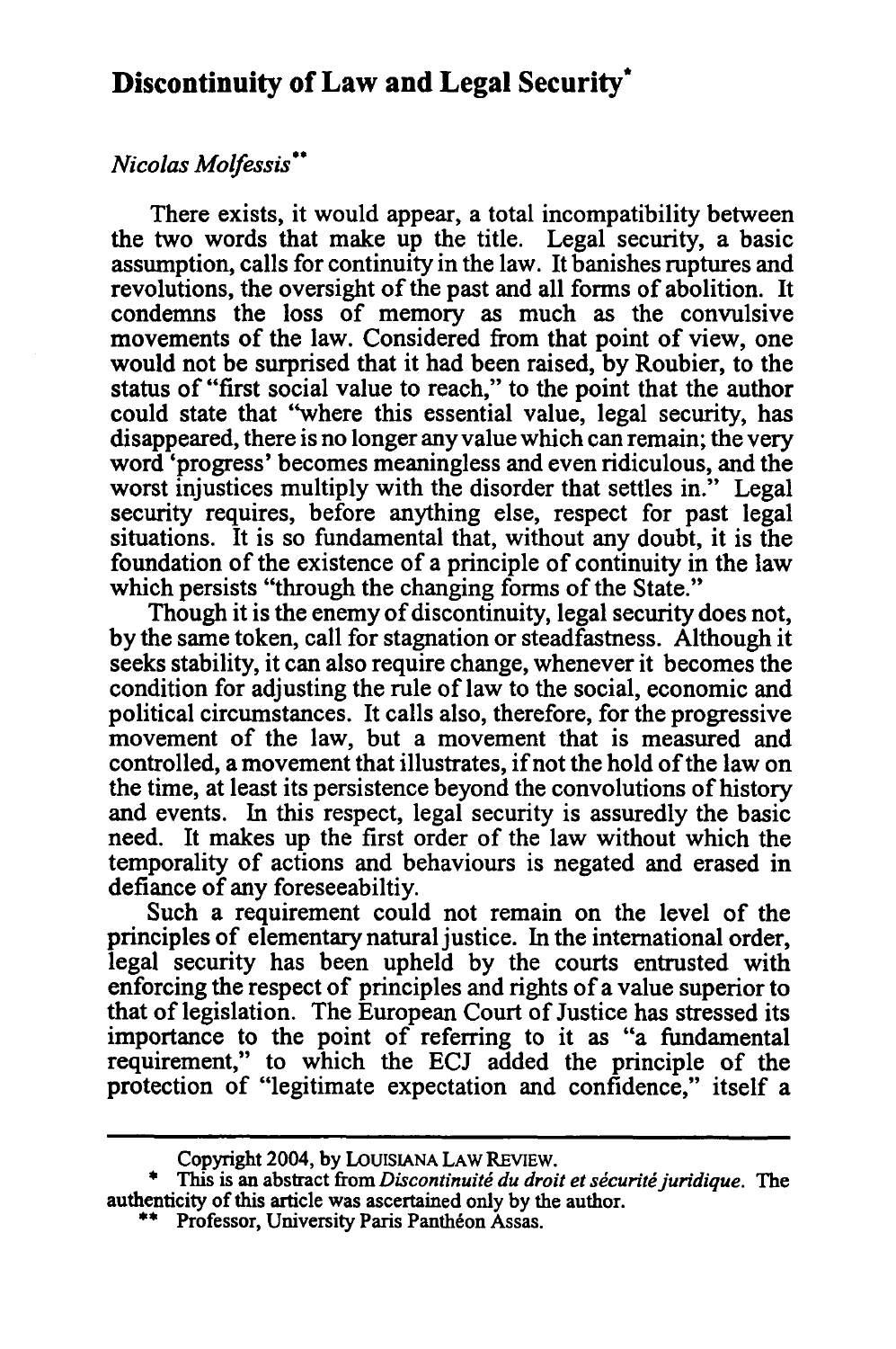# Discontinuity of Law and Legal Security*

*Nicolas Molfessis***

There exists, it would appear, a total incompatibility between the two words that make up the title. Legal security, a basic assumption, calls for continuity in the law. It banishes ruptures and revolutions, the oversight of the past and all forms of abolition. It condemns the loss of memory as much as the convulsive movements of the law. Considered from that point of view, one would not be surprised that it had been raised, by Roubier, to the status of "first social value to reach," to the point that the author could state that "where this essential value, legal security, has disappeared, there is no longer any value which can remain; the very word 'progress' becomes meaningless and even ridiculous, and the worst injustices multiply with the disorder that settles in." Legal security requires, before anything else, respect for past legal situations. It is so fundamental that, without any doubt, it is the foundation of the existence of a principle of continuity in the law which persists "through the changing forms of the State."

Though it is the enemy of discontinuity, legal security does not, by the same token, call for stagnation or steadfastness. Although it seeks stability, it can also require change, whenever it becomes the condition for adjusting the rule of law to the social, economic and political circumstances. It calls also, therefore, for the progressive movement of the law, but a movement that is measured and controlled, a movement that illustrates, if not the hold of the law on the time, at least its persistence beyond the convolutions of history and events. In this respect, legal security is assuredly the basic need. It makes up the first order of the law without which the temporality of actions and behaviours is negated and erased in defiance of any foreseeabiltiy.

Such a requirement could not remain on the level of the principles of elementary natural justice. In the international order, legal security has been upheld by the courts entrusted with enforcing the respect of principles and rights of a value superior to that of legislation. The European Court of Justice has stressed its importance to the point of referring to it as "a fundamental requirement," to which the ECJ added the principle of the protection of "legitimate expectation and confidence," itself a

---

Copyright 2004, by LOUISIANA LAW REVIEW.

\* This is an abstract from *Discontinuité du droit et sécurité juridique*. The authenticity of this article was ascertained only by the author.

\*\* Professor, University Paris Panthéon Assas.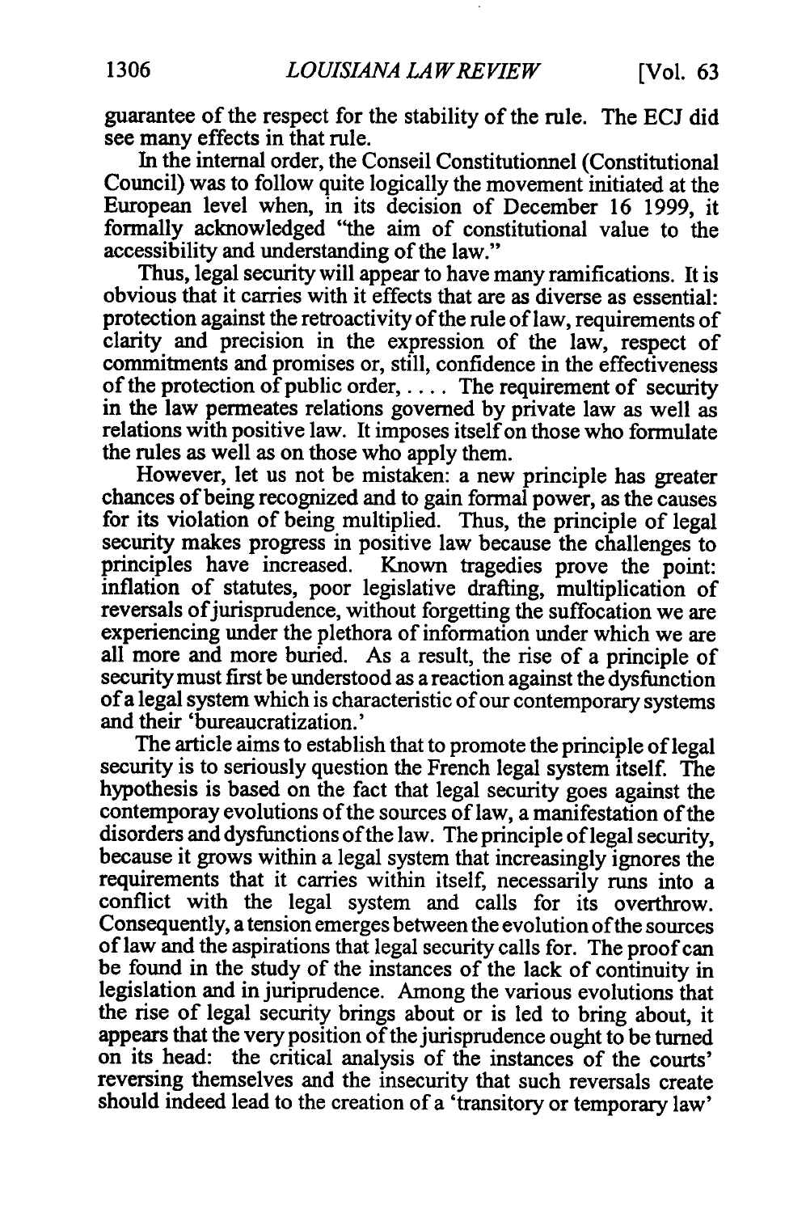guarantee of the respect for the stability of the rule. The ECJ did see many effects in that rule.

In the internal order, the Conseil Constitutionnel (Constitutional Council) was to follow quite logically the movement initiated at the European level when, in its decision of December 16 1999, it formally acknowledged "the aim of constitutional value to the accessibility and understanding of the law."

Thus, legal security will appear to have many ramifications. It is obvious that it carries with it effects that are as diverse as essential: protection against the retroactivity of the rule of law, requirements of clarity and precision in the expression of the law, respect of commitments and promises or, still, confidence in the effectiveness of the protection of public order, .... The requirement of security in the law permeates relations governed by private law as well as relations with positive law. It imposes itself on those who formulate the rules as well as on those who apply them.

However, let us not be mistaken: a new principle has greater chances of being recognized and to gain formal power, as the causes for its violation of being multiplied. Thus, the principle of legal security makes progress in positive law because the challenges to principles have increased. Known tragedies prove the point: inflation of statutes, poor legislative drafting, multiplication of reversals of jurisprudence, without forgetting the suffocation we are experiencing under the plethora of information under which we are all more and more buried. As a result, the rise of a principle of security must first be understood as a reaction against the dysfunction of a legal system which is characteristic of our contemporary systems and their 'bureaucratization.'

The article aims to establish that to promote the principle of legal security is to seriously question the French legal system itself. The hypothesis is based on the fact that legal security goes against the contemporay evolutions of the sources of law, a manifestation of the disorders and dysfunctions of the law. The principle of legal security, because it grows within a legal system that increasingly ignores the requirements that it carries within itself, necessarily runs into a conflict with the legal system and calls for its overthrow. Consequently, a tension emerges between the evolution of the sources of law and the aspirations that legal security calls for. The proof can be found in the study of the instances of the lack of continuity in legislation and in juriprudence. Among the various evolutions that the rise of legal security brings about or is led to bring about, it appears that the very position of the jurisprudence ought to be turned on its head: the critical analysis of the instances of the courts' reversing themselves and the insecurity that such reversals create should indeed lead to the creation of a 'transitory or temporary law'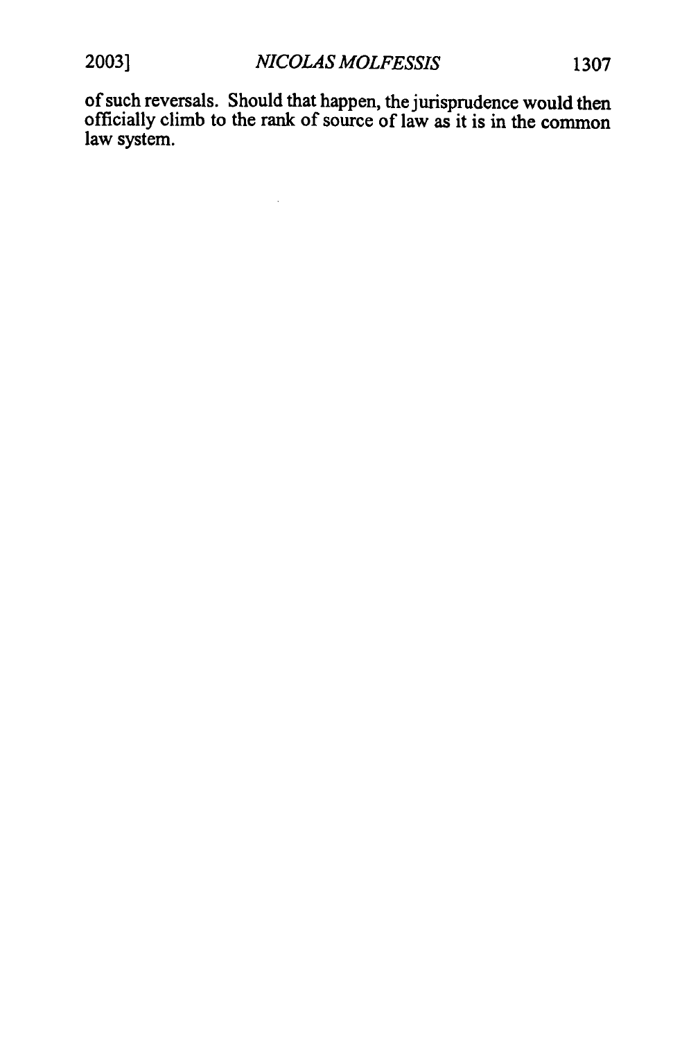of such reversals. Should that happen, the jurisprudence would then officially climb to the rank of source of law as it is in the common law system.